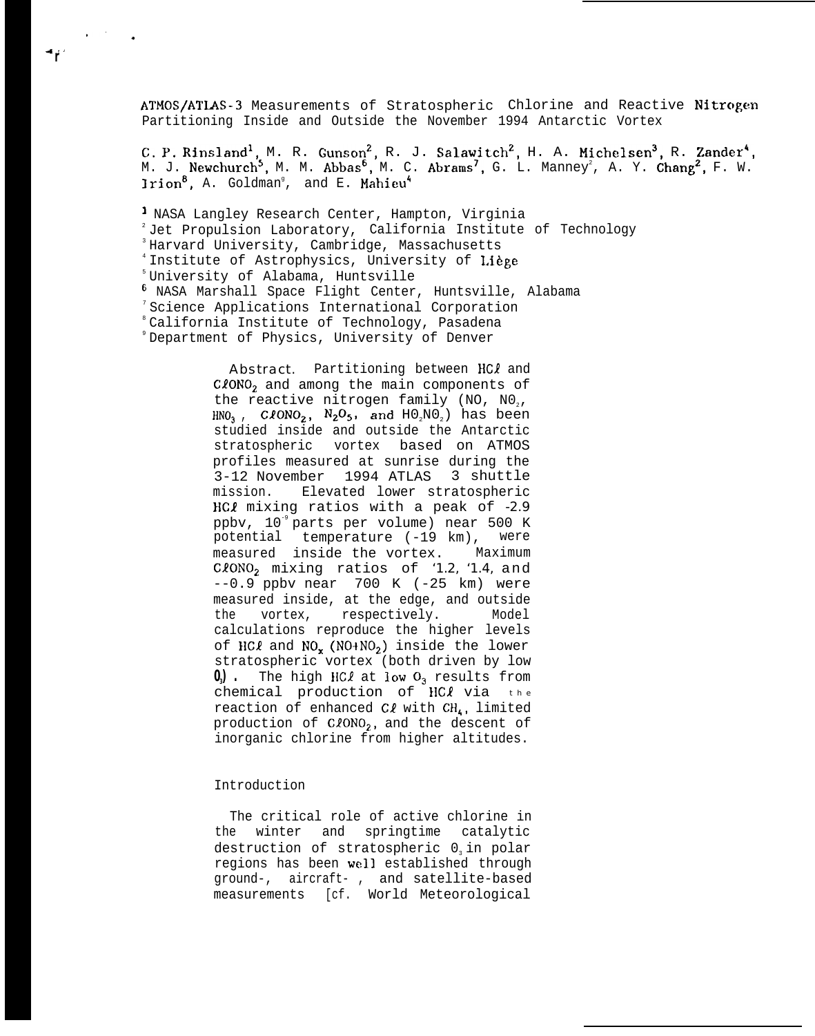# ATMOS/ATLAS-3 Measurements of Stratospheric Chlorine and Reactive Nitrogen Partitioning Inside and Outside the November 1994 Antarctic Vortex

C. P. Rinsland[1], M. R. Gunson[2], R. J. Salawitch[2], H. A. Michelsen[3], R. Zander[4], M. J. Newchurch[5], M. M. Abbas[6], M. C. Abrams[7], G. L. Manney[2], A. Y. Chang[2], F. W. Irion[8], A. Goldman[9], and E. Mahieu[4]

[1] NASA Langley Research Center, Hampton, Virginia
[2] Jet Propulsion Laboratory, California Institute of Technology
[3] Harvard University, Cambridge, Massachusetts
[4] Institute of Astrophysics, University of Liège
[5] University of Alabama, Huntsville
[6] NASA Marshall Space Flight Center, Huntsville, Alabama
[7] Science Applications International Corporation
[8] California Institute of Technology, Pasadena
[9] Department of Physics, University of Denver

**Abstract.** Partitioning between $HCl$ and $ClONO_2$ and among the main components of the reactive nitrogen family ($NO$, $NO_2$, $HNO_3$, $ClONO_2$, $N_2O_5$, and $HO_2NO_2$) has been studied inside and outside the Antarctic stratospheric vortex based on ATMOS profiles measured at sunrise during the 3-12 November 1994 ATLAS 3 shuttle mission. Elevated lower stratospheric $HCl$ mixing ratios with a peak of -2.9 ppbv, $10^{-9}$ parts per volume) near 500 K potential temperature (-19 km), were measured inside the vortex. Maximum $ClONO_2$ mixing ratios of '1.2, '1.4, and --0.9 ppbv near 700 K (-25 km) were measured inside, at the edge, and outside the vortex, respectively. Model calculations reproduce the higher levels of $HCl$ and $NO_x$ ($NO+NO_2$) inside the lower stratospheric vortex (both driven by low $O_3$). The high $HCl$ at low $O_3$ results from chemical production of $HCl$ via the reaction of enhanced $Cl$ with $CH_4$, limited production of $ClONO_2$, and the descent of inorganic chlorine from higher altitudes.

## Introduction

The critical role of active chlorine in the winter and springtime catalytic destruction of stratospheric $O_3$ in polar regions has been well established through ground-, aircraft- , and satellite-based measurements [cf. World Meteorological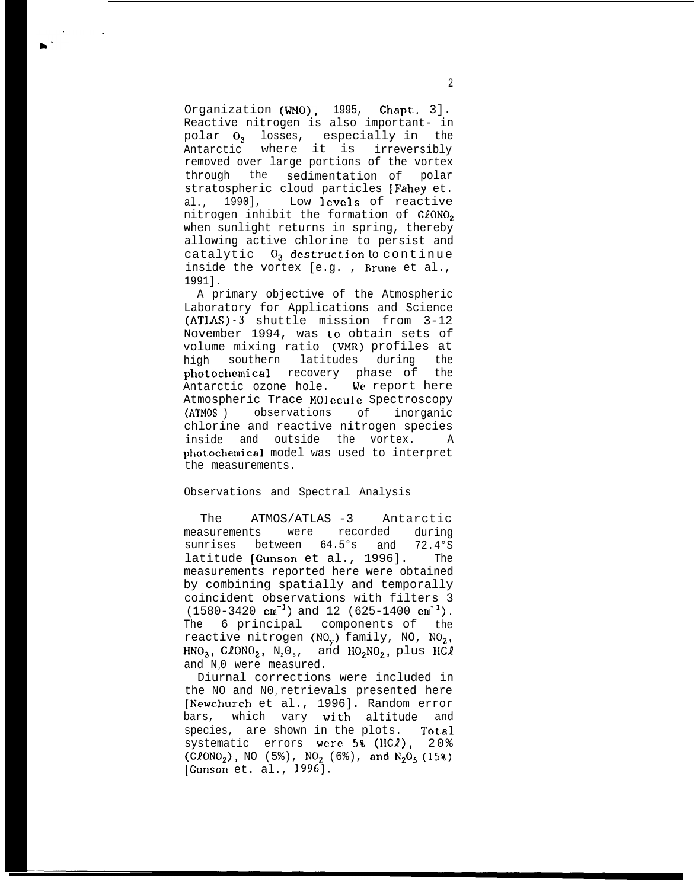Organization (WMO), 1995, Chapt. 3]. Reactive nitrogen is also important in polar $O_3$ losses, especially in the Antarctic where it is irreversibly removed over large portions of the vortex through the sedimentation of polar stratospheric cloud particles [Fahey et. al., 1990], Low levels of reactive nitrogen inhibit the formation of $ClONO_2$ when sunlight returns in spring, thereby allowing active chlorine to persist and catalytic $O_3$ destruction to continue inside the vortex [e.g. , Brune et al., 1991].

A primary objective of the Atmospheric Laboratory for Applications and Science (ATLAS)-3 shuttle mission from 3-12 November 1994, was to obtain sets of volume mixing ratio (VMR) profiles at high southern latitudes during the photochemical recovery phase of the Antarctic ozone hole. We report here Atmospheric Trace MOlecule Spectroscopy (ATMOS) observations of inorganic chlorine and reactive nitrogen species inside and outside the vortex. A photochemical model was used to interpret the measurements.

## Observations and Spectral Analysis

The ATMOS/ATLAS -3 Antarctic measurements were recorded during sunrises between 64.5°s and 72.4°S latitude [Gunson et al., 1996]. The measurements reported here were obtained by combining spatially and temporally coincident observations with filters 3 (1580-3420 $cm^{-1}$) and 12 (625-1400 $cm^{-1}$). The 6 principal components of the reactive nitrogen ($NO_y$) family, NO, $NO_2$, $HNO_3$, $ClONO_2$, $N_2O_5$, and $HO_2NO_2$, plus $HCl$ and $N_2O$ were measured.

Diurnal corrections were included in the NO and $NO_2$ retrievals presented here [Newchurch et al., 1996]. Random error bars, which vary with altitude and species, are shown in the plots. Total systematic errors were 5% ($HCl$), 20% ($ClONO_2$), NO (5%), $NO_2$ (6%), and $N_2O_5$ (15%) [Gunson et. al., 1996].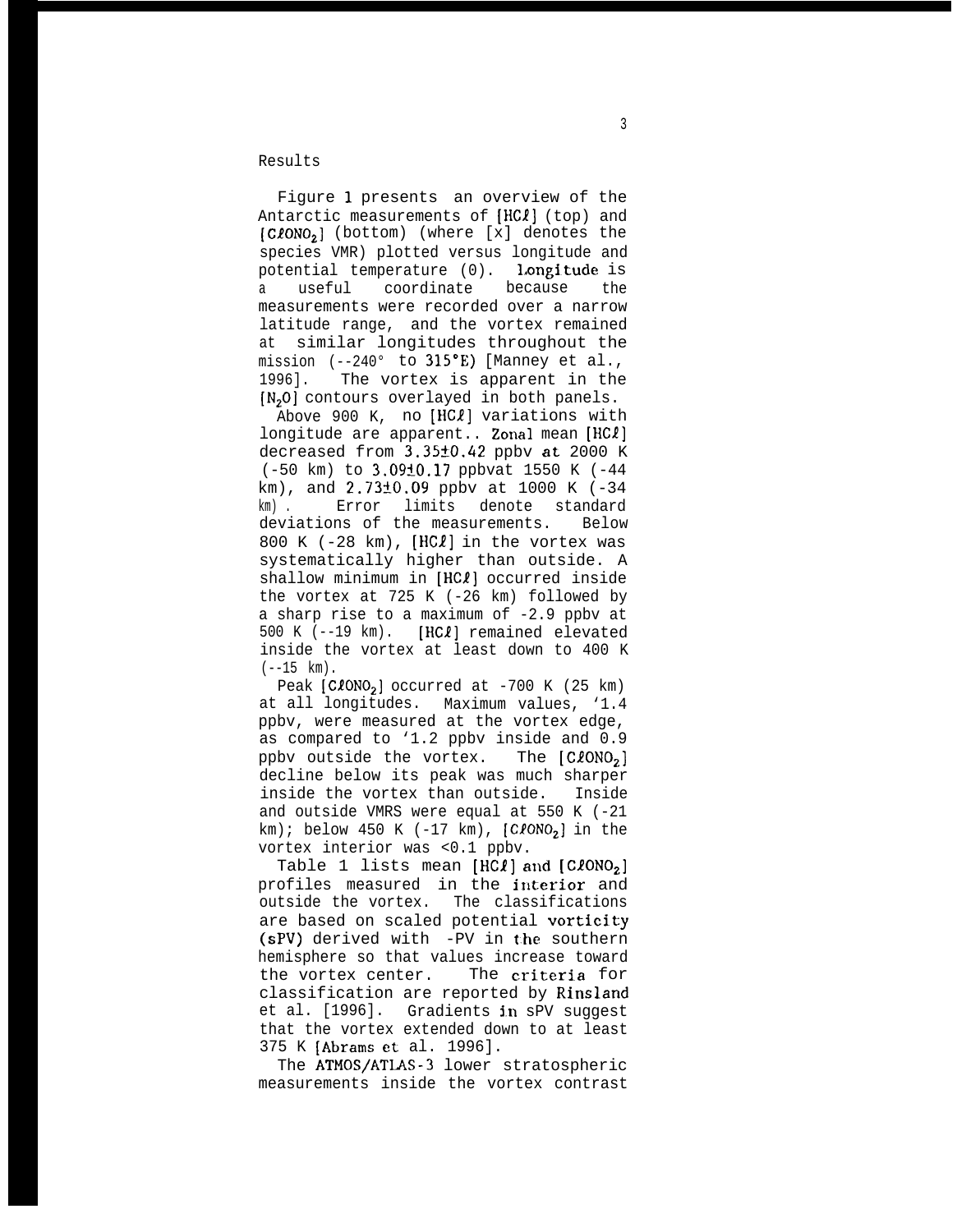## Results

Figure 1 presents an overview of the Antarctic measurements of [$HC\ell$] (top) and [$C\ell ONO_2$] (bottom) (where [x] denotes the species VMR) plotted versus longitude and potential temperature (θ). Longitude is a useful coordinate because the measurements were recorded over a narrow latitude range, and the vortex remained at similar longitudes throughout the mission (~240° to 315°E) [Manney et al., 1996]. The vortex is apparent in the [$N_2O$] contours overlayed in both panels.

Above 900 K, no [$HC\ell$] variations with longitude are apparent.. Zonal mean [$HC\ell$] decreased from 3.35±0.42 ppbv at 2000 K (~50 km) to 3.09±0.17 ppbvat 1550 K (~44 km), and 2.73±0.09 ppbv at 1000 K (~34 km). Error limits denote standard deviations of the measurements. Below 800 K (~28 km), [$HC\ell$] in the vortex was systematically higher than outside. A shallow minimum in [$HC\ell$] occurred inside the vortex at 725 K (~26 km) followed by a sharp rise to a maximum of ~2.9 ppbv at 500 K (~19 km). [$HC\ell$] remained elevated inside the vortex at least down to 400 K (~15 km).

Peak [$C\ell ONO_2$] occurred at ~700 K (25 km) at all longitudes. Maximum values, ~1.4 ppbv, were measured at the vortex edge, as compared to ~1.2 ppbv inside and 0.9 ppbv outside the vortex. The [$C\ell ONO_2$] decline below its peak was much sharper inside the vortex than outside. Inside and outside VMRS were equal at 550 K (~21 km); below 450 K (~17 km), [$C\ell ONO_2$] in the vortex interior was <0.1 ppbv.

Table 1 lists mean [$HC\ell$] and [$C\ell ONO_2$] profiles measured in the interior and outside the vortex. The classifications are based on scaled potential vorticity (sPV) derived with -PV in the southern hemisphere so that values increase toward the vortex center. The criteria for classification are reported by Rinsland et al. [1996]. Gradients in sPV suggest that the vortex extended down to at least 375 K [Abrams et al. 1996].

The ATMOS/ATLAS-3 lower stratospheric measurements inside the vortex contrast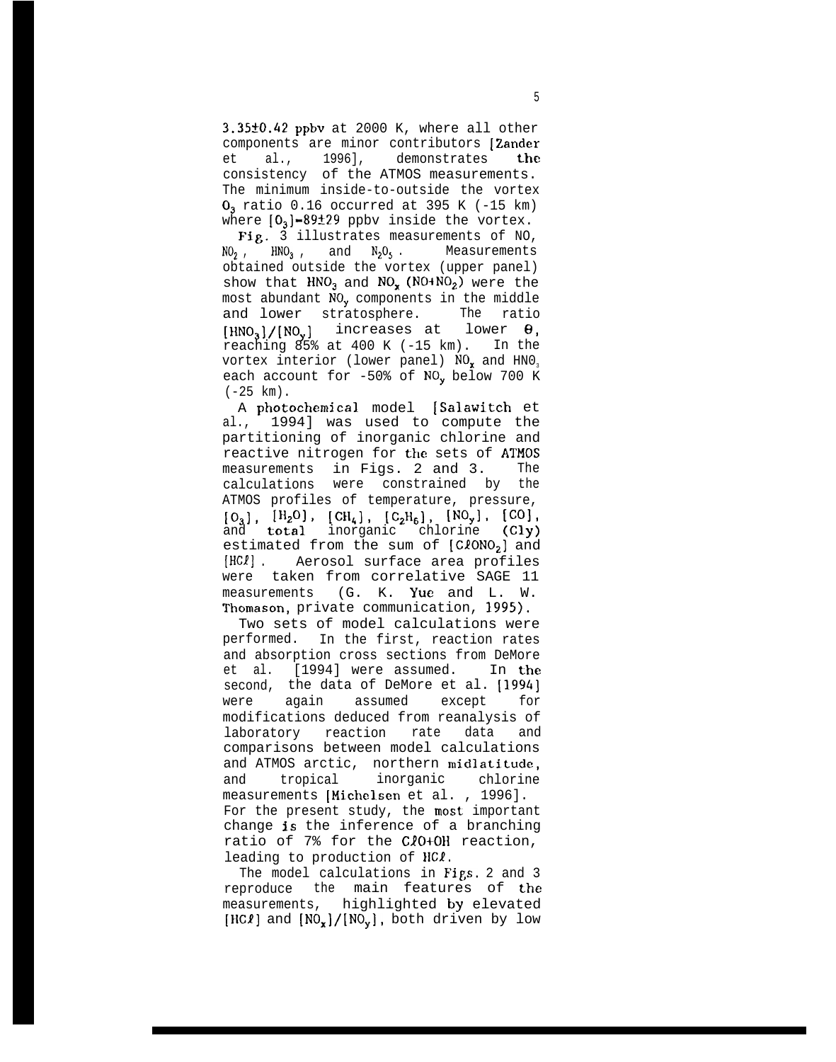3.35±0.42 ppbv at 2000 K, where all other components are minor contributors [Zander et al., 1996], demonstrates the consistency of the ATMOS measurements. The minimum inside-to-outside the vortex $O_3$ ratio 0.16 occurred at 395 K (-15 km) where $[O_3]$=89±29 ppbv inside the vortex.

Fig. 3 illustrates measurements of NO, $NO_2$, $HNO_3$, and $N_2O_5$. Measurements obtained outside the vortex (upper panel) show that $HNO_3$ and $NO_x$ ($NO+NO_2$) were the most abundant $NO_y$ components in the middle and lower stratosphere. The ratio $[HNO_3]/[NO_y]$ increases at lower $\theta$, reaching 85% at 400 K (-15 km). In the vortex interior (lower panel) $NO_x$ and $HNO_3$ each account for -50% of $NO_y$ below 700 K (-25 km).

A photochemical model [Salawitch et al., 1994] was used to compute the partitioning of inorganic chlorine and reactive nitrogen for the sets of ATMOS measurements in Figs. 2 and 3. The calculations were constrained by the ATMOS profiles of temperature, pressure, $[O_3]$, $[H_2O]$, $[CH_4]$, $[C_2H_6]$, $[NO_y]$, $[CO]$, and total inorganic chlorine (Cly) estimated from the sum of $[ClONO_2]$ and $[HCl]$. Aerosol surface area profiles were taken from correlative SAGE 11 measurements (G. K. Yue and L. W. Thomason, private communication, 1995).

Two sets of model calculations were performed. In the first, reaction rates and absorption cross sections from DeMore et al. [1994] were assumed. In the second, the data of DeMore et al. [1994] were again assumed except for modifications deduced from reanalysis of laboratory reaction rate data and comparisons between model calculations and ATMOS arctic, northern midlatitude, and tropical inorganic chlorine measurements [Michelsen et al. , 1996]. For the present study, the most important change is the inference of a branching ratio of 7% for the $ClO+OH$ reaction, leading to production of $HCl$.

The model calculations in Figs. 2 and 3 reproduce the main features of the measurements, highlighted by elevated $[HCl]$ and $[NO_x]/[NO_y]$, both driven by low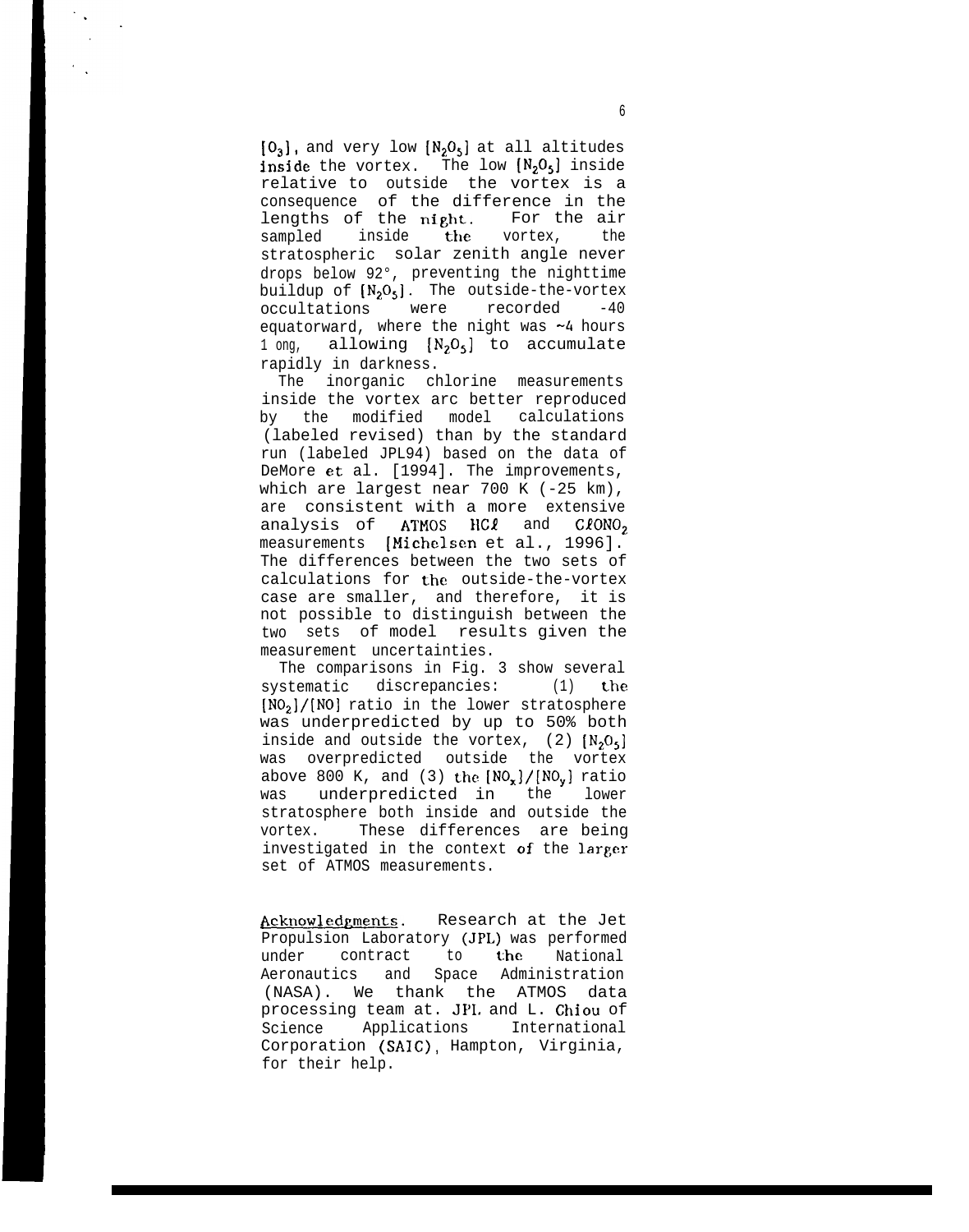$[O_3]$, and very low $[N_2O_5]$ at all altitudes inside the vortex. The low $[N_2O_5]$ inside relative to outside the vortex is a consequence of the difference in the lengths of the night. For the air sampled inside the vortex, the stratospheric solar zenith angle never drops below 92°, preventing the nighttime buildup of $[N_2O_5]$. The outside-the-vortex occultations were recorded -40 equatorward, where the night was ~4 hours long, allowing $[N_2O_5]$ to accumulate rapidly in darkness.

The inorganic chlorine measurements inside the vortex arc better reproduced by the modified model calculations (labeled revised) than by the standard run (labeled JPL94) based on the data of DeMore et al. [1994]. The improvements, which are largest near 700 K (-25 km), are consistent with a more extensive analysis of ATMOS $HC\ell$ and $C\ell ONO_2$ measurements [Michelsen et al., 1996]. The differences between the two sets of calculations for the outside-the-vortex case are smaller, and therefore, it is not possible to distinguish between the two sets of model results given the measurement uncertainties.

The comparisons in Fig. 3 show several systematic discrepancies: (1) the $[NO_2]/[NO]$ ratio in the lower stratosphere was underpredicted by up to 50% both inside and outside the vortex, (2) $[N_2O_5]$ was overpredicted outside the vortex above 800 K, and (3) the $[NO_x]/[NO_y]$ ratio was underpredicted in the lower stratosphere both inside and outside the vortex. These differences are being investigated in the context of the larger set of ATMOS measurements.

Acknowledgments. Research at the Jet Propulsion Laboratory (JPL) was performed under contract to the National Aeronautics and Space Administration (NASA). We thank the ATMOS data processing team at JPL and L. Chiou of Science Applications International Corporation (SAIC), Hampton, Virginia, for their help.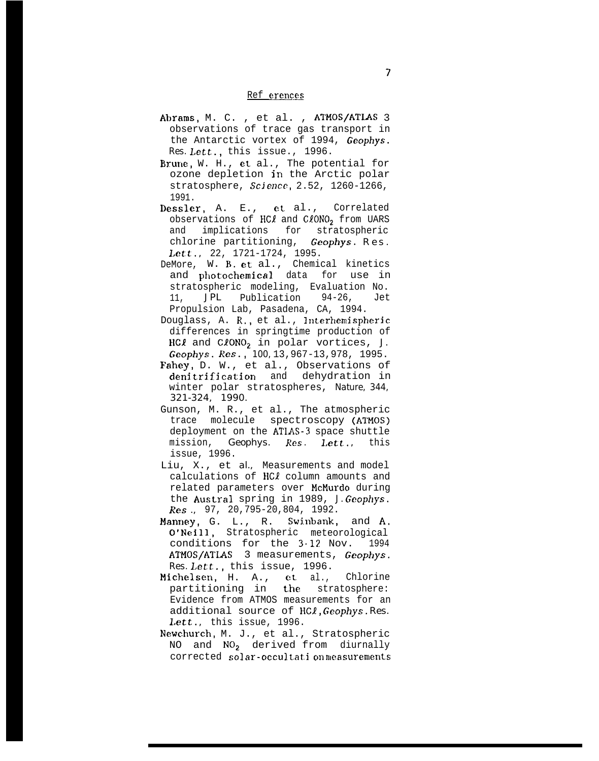## References

Abrams, M. C. , et al. , ATMOS/ATLAS 3 observations of trace gas transport in the Antarctic vortex of 1994, *Geophys. Res. Lett.*, this issue., 1996.

Brune, W. H., et al., The potential for ozone depletion in the Arctic polar stratosphere, *Science*, 2.52, 1260-1266, 1991.

Dessler, A. E., et al., Correlated observations of $HCl$ and $ClONO_2$ from UARS and implications for stratospheric chlorine partitioning, *Geophys. Res. Lett.*, 22, 1721-1724, 1995.

DeMore, W. B. et al., Chemical kinetics and photochemical data for use in stratospheric modeling, Evaluation No. 11, JPL Publication 94-26, Jet Propulsion Lab, Pasadena, CA, 1994.

Douglass, A. R., et al., Interhemispheric differences in springtime production of $HCl$ and $ClONO_2$ in polar vortices, *J. Geophys. Res.*, 100, 13,967-13,978, 1995.

Fahey, D. W., et al., Observations of denitrification and dehydration in winter polar stratospheres, *Nature*, 344, 321-324, 1990.

Gunson, M. R., et al., The atmospheric trace molecule spectroscopy (ATMOS) deployment on the ATLAS-3 space shuttle mission, *Geophys. Res. Lett.*, this issue, 1996.

Liu, X., et al., Measurements and model calculations of $HCl$ column amounts and related parameters over McMurdo during the Austral spring in 1989, *J. Geophys. Res.*, 97, 20,795-20,804, 1992.

Manney, G. L., R. Swinbank, and A. O'Neill, Stratospheric meteorological conditions for the 3-12 Nov. 1994 ATMOS/ATLAS 3 measurements, *Geophys. Res. Lett.*, this issue, 1996.

Michelsen, H. A., et al., Chlorine partitioning in the stratosphere: Evidence from ATMOS measurements for an additional source of $HCl$, *Geophys. Res. Lett.*, this issue, 1996.

Newchurch, M. J., et al., Stratospheric NO and $NO_2$ derived from diurnally corrected solar-occultation measurements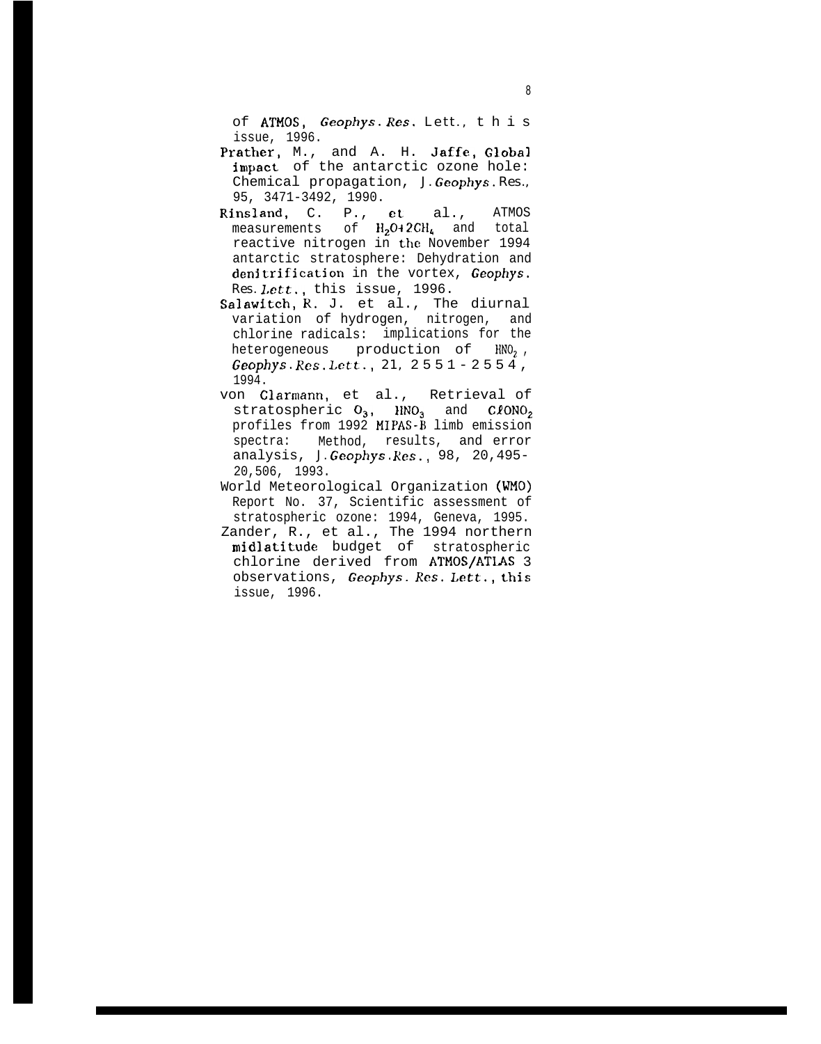of ATMOS, *Geophys. Res.* Lett., this issue, 1996.

Prather, M., and A. H. Jaffe, Global impact of the antarctic ozone hole: Chemical propagation, *J. Geophys. Res.*, 95, 3471-3492, 1990.

Rinsland, C. P., et al., ATMOS measurements of $H_2O+2CH_4$ and total reactive nitrogen in the November 1994 antarctic stratosphere: Dehydration and denitrification in the vortex, *Geophys. Res. Lett.*, this issue, 1996.

Salawitch, R. J. et al., The diurnal variation of hydrogen, nitrogen, and chlorine radicals: implications for the heterogeneous production of $HNO_2$, *Geophys. Res. Lett.*, 21, 2551-2554, 1994.

von Clarmann, et al., Retrieval of stratospheric $O_3$, $HNO_3$ and $ClONO_2$ profiles from 1992 MIPAS-B limb emission spectra: Method, results, and error analysis, *J. Geophys. Res.*, 98, 20,495-20,506, 1993.

World Meteorological Organization (WMO) Report No. 37, Scientific assessment of stratospheric ozone: 1994, Geneva, 1995.

Zander, R., et al., The 1994 northern midlatitude budget of stratospheric chlorine derived from ATMOS/ATLAS 3 observations, *Geophys. Res. Lett.*, this issue, 1996.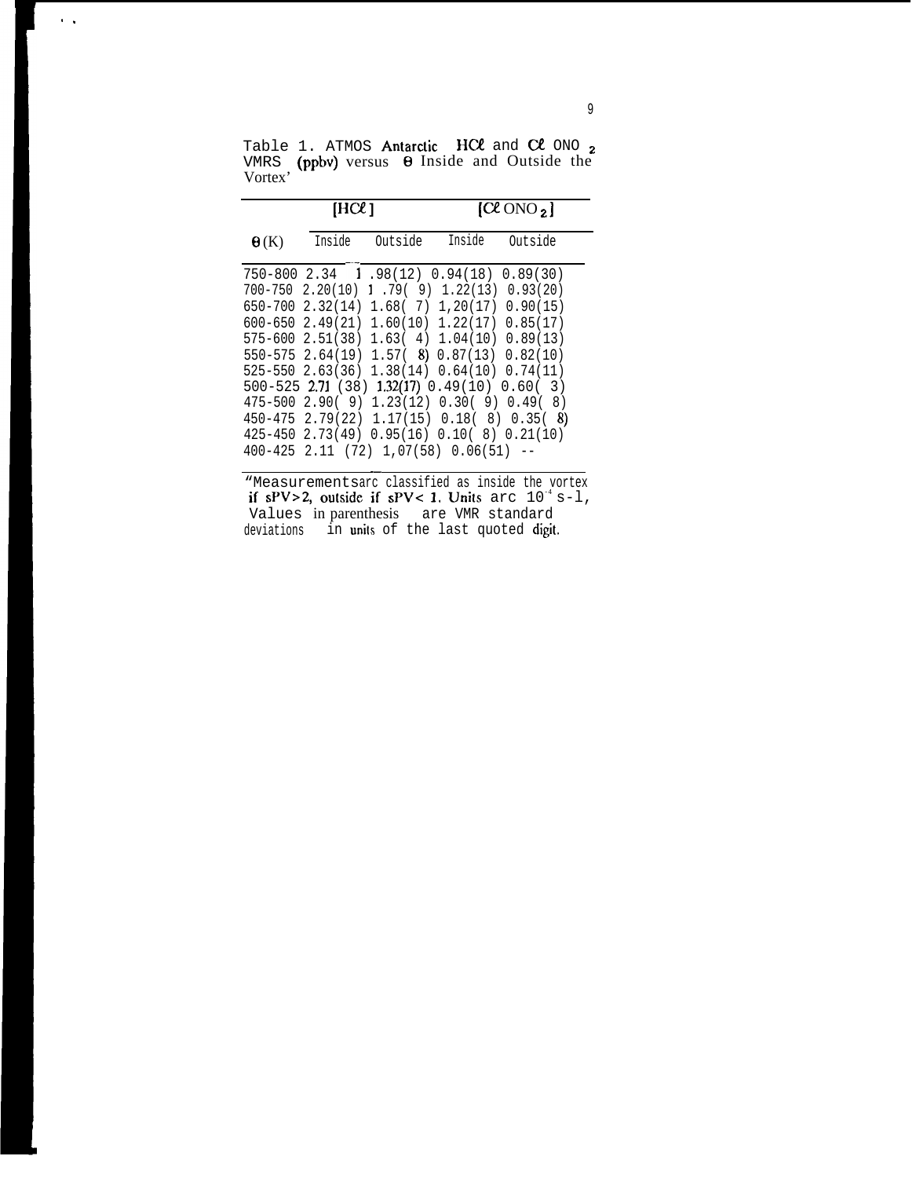Table 1. ATMOS Antarctic $HCl$ and $ClONO_2$ VMRS (ppbv) versus $\theta$ Inside and Outside the Vortex'

| | [$HCl$] | | [$ClONO_2$] | |
|---|---|---|---|---|
| $\theta$(K) | Inside | Outside | Inside | Outside |
| 750-800 | 2.34 | 1.98(12) | 0.94(18) | 0.89(30) |
| 700-750 | 2.20(10) | 1.79( 9) | 1.22(13) | 0.93(20) |
| 650-700 | 2.32(14) | 1.68( 7) | 1,20(17) | 0.90(15) |
| 600-650 | 2.49(21) | 1.60(10) | 1.22(17) | 0.85(17) |
| 575-600 | 2.51(38) | 1.63( 4) | 1.04(10) | 0.89(13) |
| 550-575 | 2.64(19) | 1.57( 8) | 0.87(13) | 0.82(10) |
| 525-550 | 2.63(36) | 1.38(14) | 0.64(10) | 0.74(11) |
| 500-525 | 2.71 (38) | 1.32(17) | 0.49(10) | 0.60( 3) |
| 475-500 | 2.90( 9) | 1.23(12) | 0.30( 9) | 0.49( 8) |
| 450-475 | 2.79(22) | 1.17(15) | 0.18( 8) | 0.35( 8) |
| 425-450 | 2.73(49) | 0.95(16) | 0.10( 8) | 0.21(10) |
| 400-425 | 2.11 (72) | 1,07(58) | 0.06(51) | -- |

"Measurements arc classified as inside the vortex if sPV>2, outside if sPV< 1. Units arc $10^{-4}$ s-l, Values in parenthesis are VMR standard deviations in units of the last quoted digit.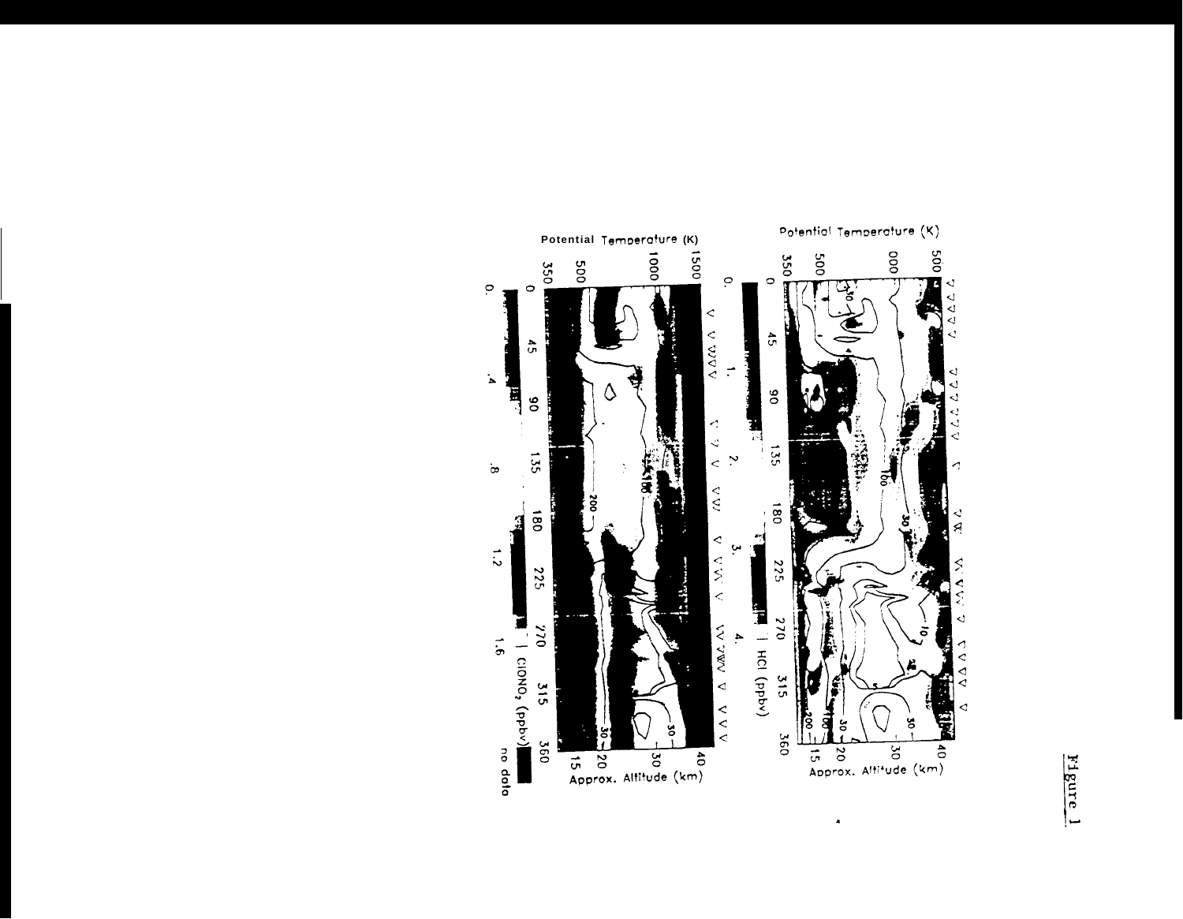Figure 1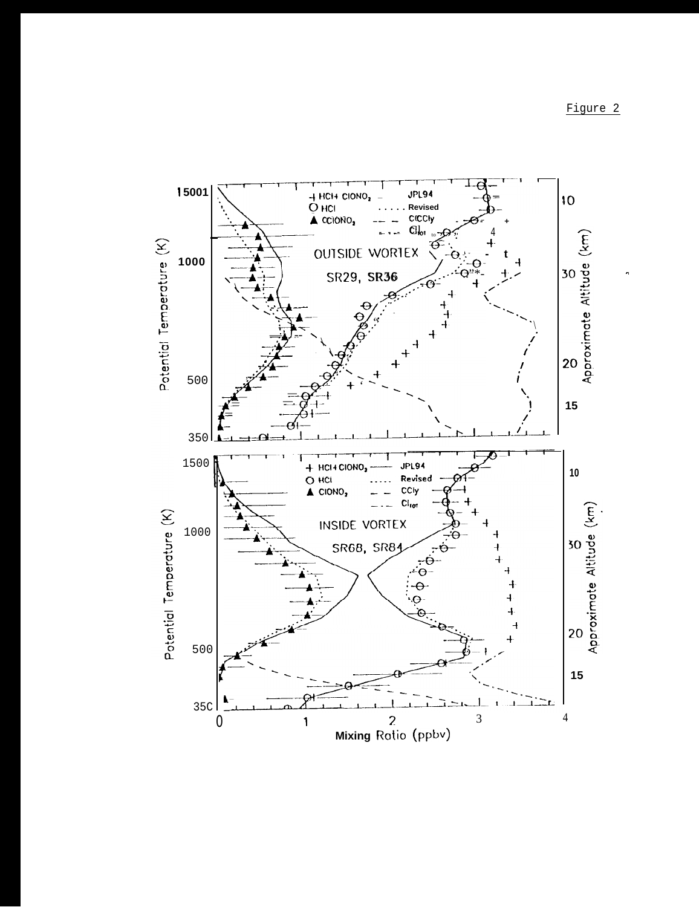Figure 2

+ HCl+ ClONO₂ — JPL94
○ HCl ····· Revised
▲ ClONO₂ — — CCly
— · — Cl_tot

OUTSIDE VORTEX

SR29, SR36

Potential Temperature (K)

1500

1000

500

350

Approximate Altitude (km)

40

30

20

15

+ HCl+ ClONO₂ — JPL94
○ HCl ····· Revised
▲ ClONO₂ — — CCly
— · — Cl_tot

INSIDE VORTEX

SR68, SR84

Potential Temperature (K)

1500

1000

500

350

Approximate Altitude (km)

40

30

20

15

0 1 2 3 4

Mixing Ratio (ppbv)